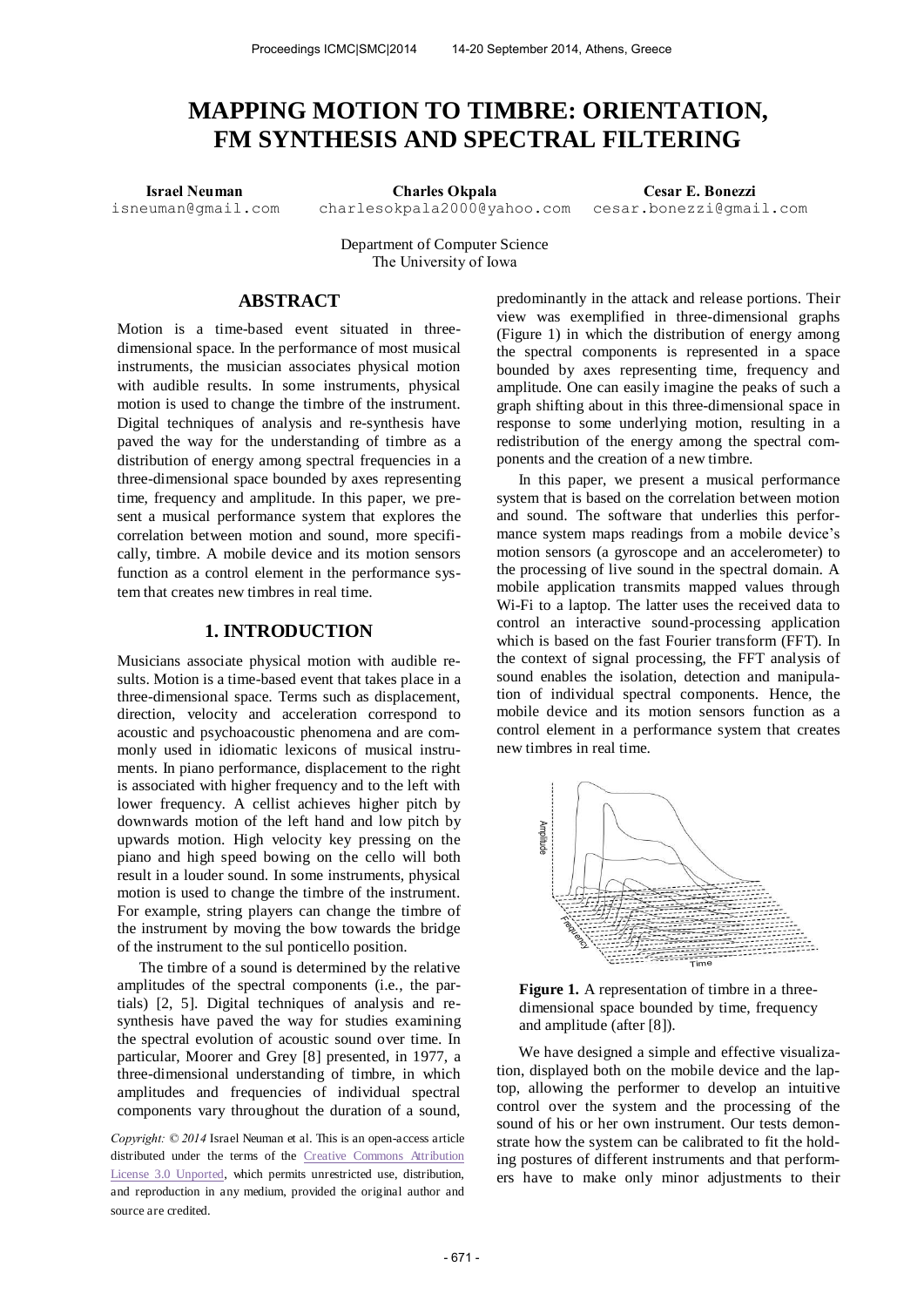# MAPPING MOTION TO TIMBRE: ORIENTATION, FM SYNTHESIS AND SPECTRAL FILTERING

**Israel Neuman**
isneuman@gmail.com

**Charles Okpala**
charlesokpala2000@yahoo.com

**Cesar E. Bonezzi**
cesar.bonezzi@gmail.com

Department of Computer Science
The University of Iowa

## ABSTRACT

Motion is a time-based event situated in three-dimensional space. In the performance of most musical instruments, the musician associates physical motion with audible results. In some instruments, physical motion is used to change the timbre of the instrument. Digital techniques of analysis and re-synthesis have paved the way for the understanding of timbre as a distribution of energy among spectral frequencies in a three-dimensional space bounded by axes representing time, frequency and amplitude. In this paper, we present a musical performance system that explores the correlation between motion and sound, more specifically, timbre. A mobile device and its motion sensors function as a control element in the performance system that creates new timbres in real time.

## 1. INTRODUCTION

Musicians associate physical motion with audible results. Motion is a time-based event that takes place in a three-dimensional space. Terms such as displacement, direction, velocity and acceleration correspond to acoustic and psychoacoustic phenomena and are commonly used in idiomatic lexicons of musical instruments. In piano performance, displacement to the right is associated with higher frequency and to the left with lower frequency. A cellist achieves higher pitch by downwards motion of the left hand and low pitch by upwards motion. High velocity key pressing on the piano and high speed bowing on the cello will both result in a louder sound. In some instruments, physical motion is used to change the timbre of the instrument. For example, string players can change the timbre of the instrument by moving the bow towards the bridge of the instrument to the sul ponticello position.

The timbre of a sound is determined by the relative amplitudes of the spectral components (i.e., the partials) [2, 5]. Digital techniques of analysis and re-synthesis have paved the way for studies examining the spectral evolution of acoustic sound over time. In particular, Moorer and Grey [8] presented, in 1977, a three-dimensional understanding of timbre, in which amplitudes and frequencies of individual spectral components vary throughout the duration of a sound, predominantly in the attack and release portions. Their view was exemplified in three-dimensional graphs (Figure 1) in which the distribution of energy among the spectral components is represented in a space bounded by axes representing time, frequency and amplitude. One can easily imagine the peaks of such a graph shifting about in this three-dimensional space in response to some underlying motion, resulting in a redistribution of the energy among the spectral components and the creation of a new timbre.

In this paper, we present a musical performance system that is based on the correlation between motion and sound. The software that underlies this performance system maps readings from a mobile device's motion sensors (a gyroscope and an accelerometer) to the processing of live sound in the spectral domain. A mobile application transmits mapped values through Wi-Fi to a laptop. The latter uses the received data to control an interactive sound-processing application which is based on the fast Fourier transform (FFT). In the context of signal processing, the FFT analysis of sound enables the isolation, detection and manipulation of individual spectral components. Hence, the mobile device and its motion sensors function as a control element in a performance system that creates new timbres in real time.

**Figure 1.** A representation of timbre in a three-dimensional space bounded by time, frequency and amplitude (after [8]).

We have designed a simple and effective visualization, displayed both on the mobile device and the laptop, allowing the performer to develop an intuitive control over the system and the processing of the sound of his or her own instrument. Our tests demonstrate how the system can be calibrated to fit the holding postures of different instruments and that performers have to make only minor adjustments to their

*Copyright: © 2014* Israel Neuman et al. This is an open-access article distributed under the terms of the Creative Commons Attribution License 3.0 Unported, which permits unrestricted use, distribution, and reproduction in any medium, provided the original author and source are credited.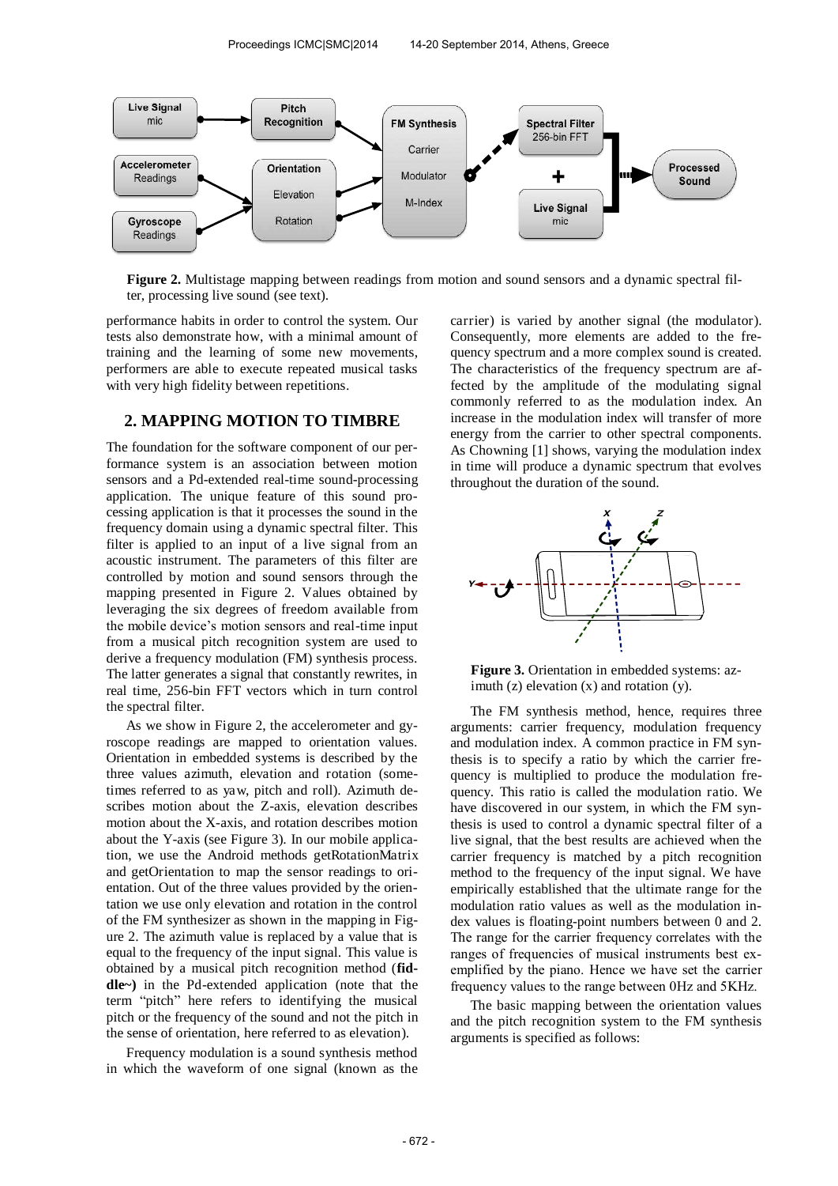**Figure 2.** Multistage mapping between readings from motion and sound sensors and a dynamic spectral filter, processing live sound (see text).

performance habits in order to control the system. Our tests also demonstrate how, with a minimal amount of training and the learning of some new movements, performers are able to execute repeated musical tasks with very high fidelity between repetitions.

## 2. MAPPING MOTION TO TIMBRE

The foundation for the software component of our performance system is an association between motion sensors and a Pd-extended real-time sound-processing application. The unique feature of this sound processing application is that it processes the sound in the frequency domain using a dynamic spectral filter. This filter is applied to an input of a live signal from an acoustic instrument. The parameters of this filter are controlled by motion and sound sensors through the mapping presented in Figure 2. Values obtained by leveraging the six degrees of freedom available from the mobile device's motion sensors and real-time input from a musical pitch recognition system are used to derive a frequency modulation (FM) synthesis process. The latter generates a signal that constantly rewrites, in real time, 256-bin FFT vectors which in turn control the spectral filter.

As we show in Figure 2, the accelerometer and gyroscope readings are mapped to orientation values. Orientation in embedded systems is described by the three values azimuth, elevation and rotation (sometimes referred to as yaw, pitch and roll). Azimuth describes motion about the Z-axis, elevation describes motion about the X-axis, and rotation describes motion about the Y-axis (see Figure 3). In our mobile application, we use the Android methods getRotationMatrix and getOrientation to map the sensor readings to orientation. Out of the three values provided by the orientation we use only elevation and rotation in the control of the FM synthesizer as shown in the mapping in Figure 2. The azimuth value is replaced by a value that is equal to the frequency of the input signal. This value is obtained by a musical pitch recognition method (**fiddle~)** in the Pd-extended application (note that the term "pitch" here refers to identifying the musical pitch or the frequency of the sound and not the pitch in the sense of orientation, here referred to as elevation).

Frequency modulation is a sound synthesis method in which the waveform of one signal (known as the carrier) is varied by another signal (the modulator). Consequently, more elements are added to the frequency spectrum and a more complex sound is created. The characteristics of the frequency spectrum are affected by the amplitude of the modulating signal commonly referred to as the modulation index. An increase in the modulation index will transfer of more energy from the carrier to other spectral components. As Chowning [1] shows, varying the modulation index in time will produce a dynamic spectrum that evolves throughout the duration of the sound.

**Figure 3.** Orientation in embedded systems: azimuth (z) elevation (x) and rotation (y).

The FM synthesis method, hence, requires three arguments: carrier frequency, modulation frequency and modulation index. A common practice in FM synthesis is to specify a ratio by which the carrier frequency is multiplied to produce the modulation frequency. This ratio is called the modulation ratio. We have discovered in our system, in which the FM synthesis is used to control a dynamic spectral filter of a live signal, that the best results are achieved when the carrier frequency is matched by a pitch recognition method to the frequency of the input signal. We have empirically established that the ultimate range for the modulation ratio values as well as the modulation index values is floating-point numbers between 0 and 2. The range for the carrier frequency correlates with the ranges of frequencies of musical instruments best exemplified by the piano. Hence we have set the carrier frequency values to the range between 0Hz and 5KHz.

The basic mapping between the orientation values and the pitch recognition system to the FM synthesis arguments is specified as follows: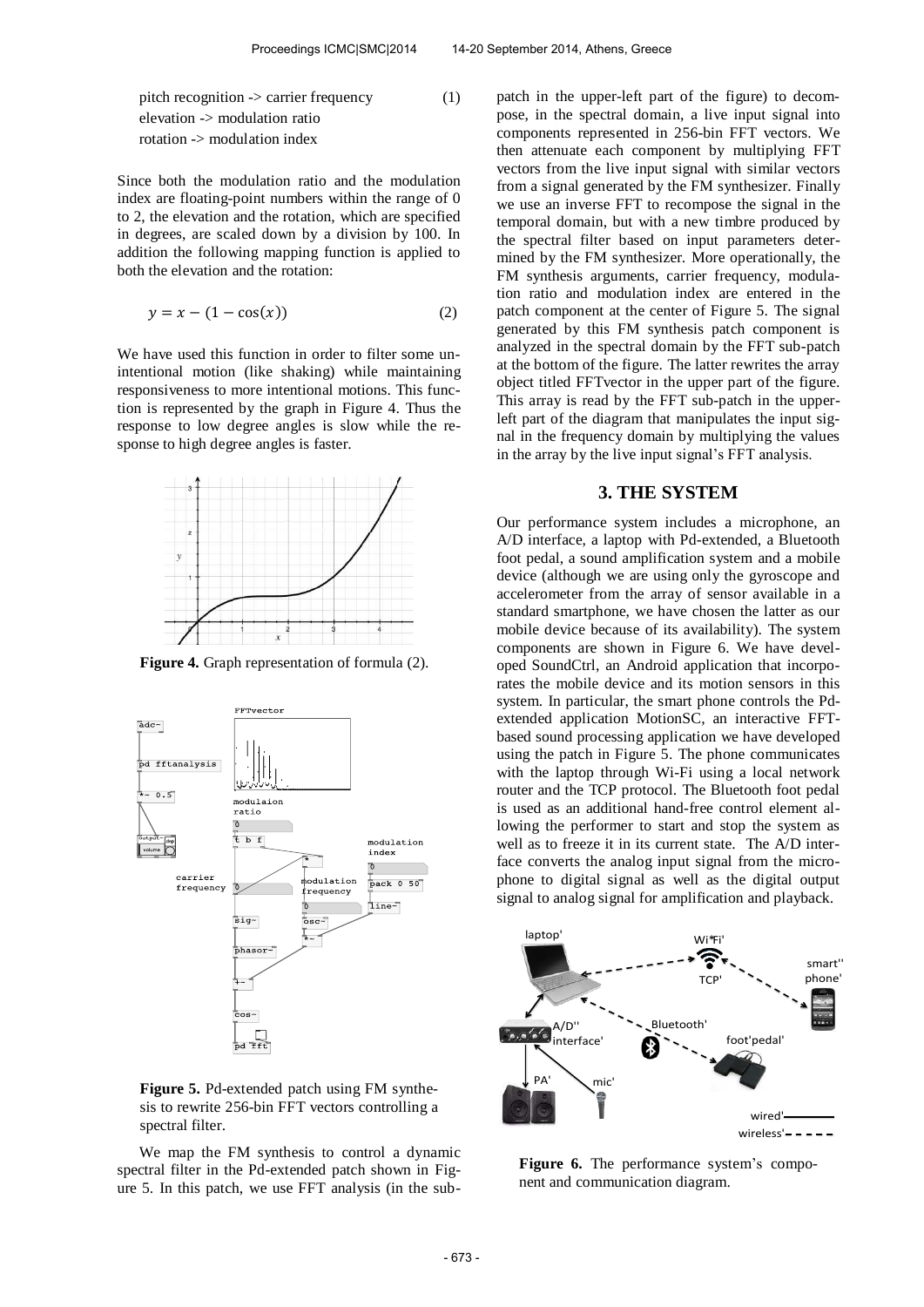pitch recognition -> carrier frequency (1)
elevation -> modulation ratio
rotation -> modulation index

Since both the modulation ratio and the modulation index are floating-point numbers within the range of 0 to 2, the elevation and the rotation, which are specified in degrees, are scaled down by a division by 100. In addition the following mapping function is applied to both the elevation and the rotation:

$$y = x - (1 - \cos(x)) \tag{2}$$

We have used this function in order to filter some unintentional motion (like shaking) while maintaining responsiveness to more intentional motions. This function is represented by the graph in Figure 4. Thus the response to low degree angles is slow while the response to high degree angles is faster.

**Figure 4.** Graph representation of formula (2).

**Figure 5.** Pd-extended patch using FM synthesis to rewrite 256-bin FFT vectors controlling a spectral filter.

We map the FM synthesis to control a dynamic spectral filter in the Pd-extended patch shown in Figure 5. In this patch, we use FFT analysis (in the sub-patch in the upper-left part of the figure) to decompose, in the spectral domain, a live input signal into components represented in 256-bin FFT vectors. We then attenuate each component by multiplying FFT vectors from the live input signal with similar vectors from a signal generated by the FM synthesizer. Finally we use an inverse FFT to recompose the signal in the temporal domain, but with a new timbre produced by the spectral filter based on input parameters determined by the FM synthesizer. More operationally, the FM synthesis arguments, carrier frequency, modulation ratio and modulation index are entered in the patch component at the center of Figure 5. The signal generated by this FM synthesis patch component is analyzed in the spectral domain by the FFT sub-patch at the bottom of the figure. The latter rewrites the array object titled FFTvector in the upper part of the figure. This array is read by the FFT sub-patch in the upper-left part of the diagram that manipulates the input signal in the frequency domain by multiplying the values in the array by the live input signal's FFT analysis.

## 3. THE SYSTEM

Our performance system includes a microphone, an A/D interface, a laptop with Pd-extended, a Bluetooth foot pedal, a sound amplification system and a mobile device (although we are using only the gyroscope and accelerometer from the array of sensor available in a standard smartphone, we have chosen the latter as our mobile device because of its availability). The system components are shown in Figure 6. We have developed SoundCtrl, an Android application that incorporates the mobile device and its motion sensors in this system. In particular, the smart phone controls the Pd-extended application MotionSC, an interactive FFT-based sound processing application we have developed using the patch in Figure 5. The phone communicates with the laptop through Wi-Fi using a local network router and the TCP protocol. The Bluetooth foot pedal is used as an additional hand-free control element allowing the performer to start and stop the system as well as to freeze it in its current state. The A/D interface converts the analog input signal from the microphone to digital signal as well as the digital output signal to analog signal for amplification and playback.

**Figure 6.** The performance system's component and communication diagram.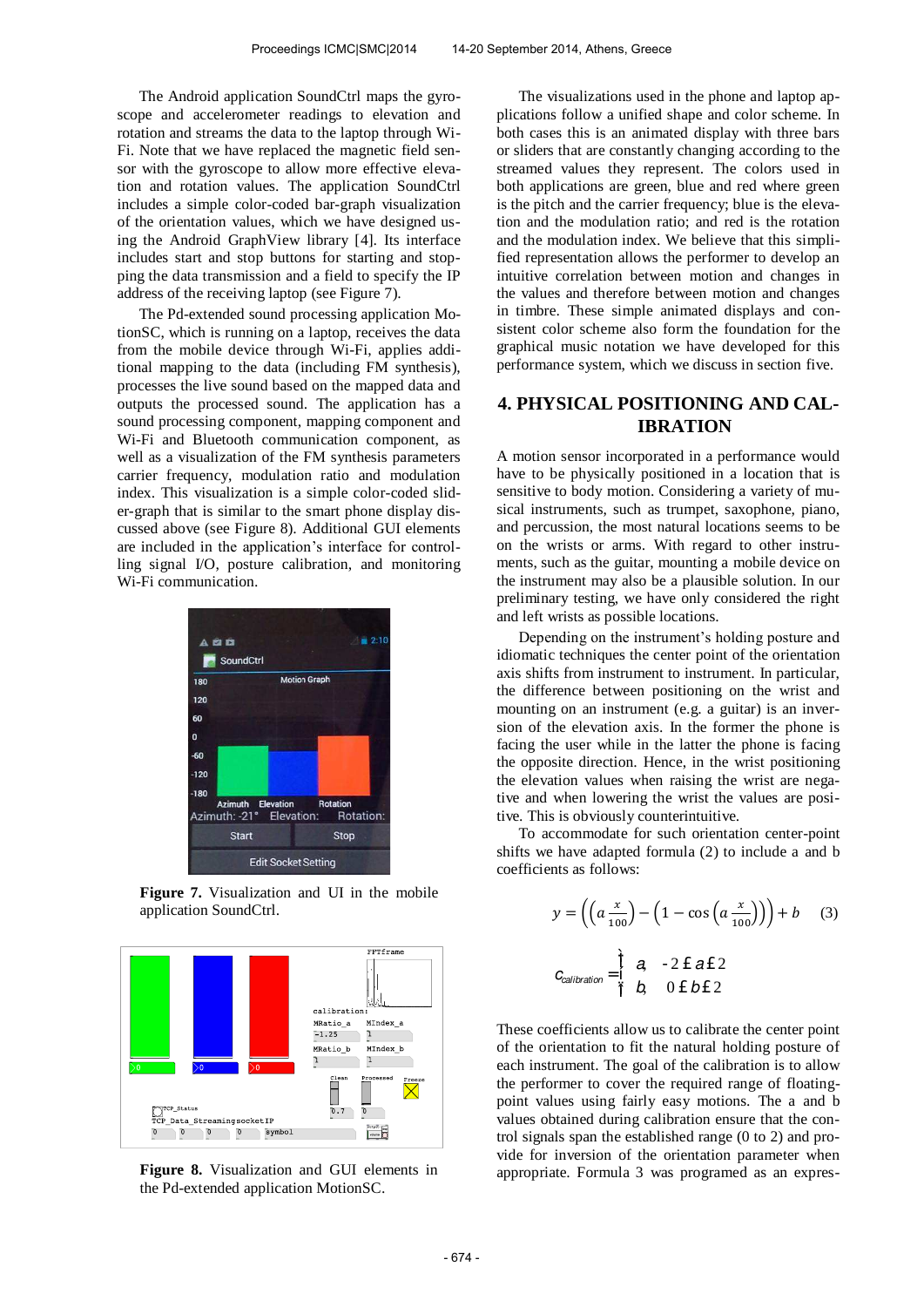The Android application SoundCtrl maps the gyroscope and accelerometer readings to elevation and rotation and streams the data to the laptop through Wi-Fi. Note that we have replaced the magnetic field sensor with the gyroscope to allow more effective elevation and rotation values. The application SoundCtrl includes a simple color-coded bar-graph visualization of the orientation values, which we have designed using the Android GraphView library [4]. Its interface includes start and stop buttons for starting and stopping the data transmission and a field to specify the IP address of the receiving laptop (see Figure 7).

The Pd-extended sound processing application MotionSC, which is running on a laptop, receives the data from the mobile device through Wi-Fi, applies additional mapping to the data (including FM synthesis), processes the live sound based on the mapped data and outputs the processed sound. The application has a sound processing component, mapping component and Wi-Fi and Bluetooth communication component, as well as a visualization of the FM synthesis parameters carrier frequency, modulation ratio and modulation index. This visualization is a simple color-coded slider-graph that is similar to the smart phone display discussed above (see Figure 8). Additional GUI elements are included in the application's interface for controlling signal I/O, posture calibration, and monitoring Wi-Fi communication.

**Figure 7.** Visualization and UI in the mobile application SoundCtrl.

**Figure 8.** Visualization and GUI elements in the Pd-extended application MotionSC.

The visualizations used in the phone and laptop applications follow a unified shape and color scheme. In both cases this is an animated display with three bars or sliders that are constantly changing according to the streamed values they represent. The colors used in both applications are green, blue and red where green is the pitch and the carrier frequency; blue is the elevation and the modulation ratio; and red is the rotation and the modulation index. We believe that this simplified representation allows the performer to develop an intuitive correlation between motion and changes in the values and therefore between motion and changes in timbre. These simple animated displays and consistent color scheme also form the foundation for the graphical music notation we have developed for this performance system, which we discuss in section five.

## 4. PHYSICAL POSITIONING AND CALIBRATION

A motion sensor incorporated in a performance would have to be physically positioned in a location that is sensitive to body motion. Considering a variety of musical instruments, such as trumpet, saxophone, piano, and percussion, the most natural locations seems to be on the wrists or arms. With regard to other instruments, such as the guitar, mounting a mobile device on the instrument may also be a plausible solution. In our preliminary testing, we have only considered the right and left wrists as possible locations.

Depending on the instrument's holding posture and idiomatic techniques the center point of the orientation axis shifts from instrument to instrument. In particular, the difference between positioning on the wrist and mounting on an instrument (e.g. a guitar) is an inversion of the elevation axis. In the former the phone is facing the user while in the latter the phone is facing the opposite direction. Hence, in the wrist positioning the elevation values when raising the wrist are negative and when lowering the wrist the values are positive. This is obviously counterintuitive.

To accommodate for such orientation center-point shifts we have adapted formula (2) to include a and b coefficients as follows:

$$y = \left(\left(a\frac{x}{100}\right) - \left(1 - \cos\left(a\frac{x}{100}\right)\right)\right) + b \qquad (3)$$

$$c_{calibration} = \begin{cases} a, & -2 \le a \le 2 \\ b, & 0 \le b \le 2 \end{cases}$$

These coefficients allow us to calibrate the center point of the orientation to fit the natural holding posture of each instrument. The goal of the calibration is to allow the performer to cover the required range of floating-point values using fairly easy motions. The a and b values obtained during calibration ensure that the control signals span the established range (0 to 2) and provide for inversion of the orientation parameter when appropriate. Formula 3 was programed as an expres-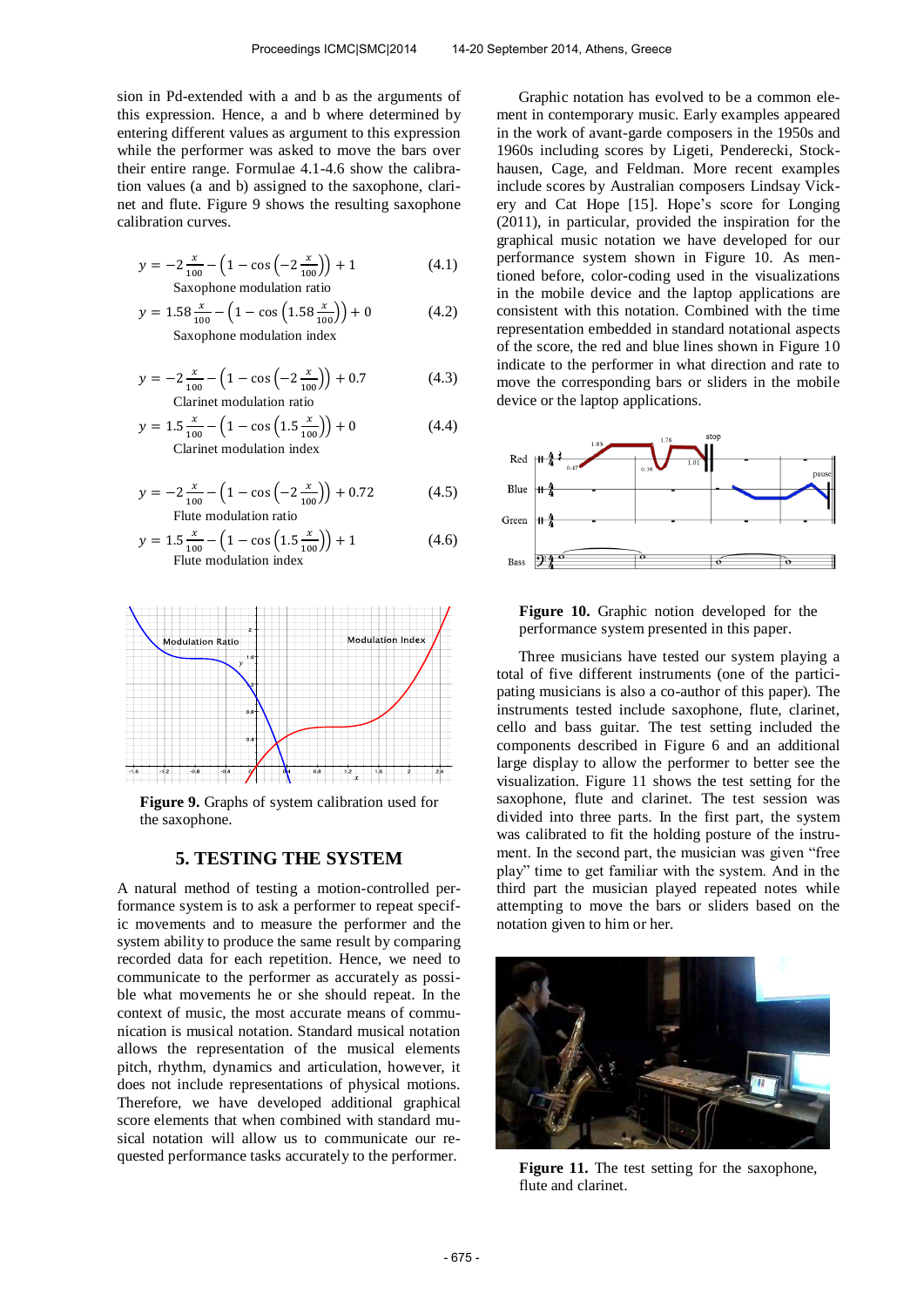sion in Pd-extended with a and b as the arguments of this expression. Hence, a and b where determined by entering different values as argument to this expression while the performer was asked to move the bars over their entire range. Formulae 4.1-4.6 show the calibration values (a and b) assigned to the saxophone, clarinet and flute. Figure 9 shows the resulting saxophone calibration curves.

$$y = -2\frac{x}{100} - \left(1 - \cos\left(-2\frac{x}{100}\right)\right) + 1 \tag{4.1}$$

Saxophone modulation ratio

$$y = 1.58\frac{x}{100} - \left(1 - \cos\left(1.58\frac{x}{100}\right)\right) + 0 \tag{4.2}$$

Saxophone modulation index

$$y = -2\frac{x}{100} - \left(1 - \cos\left(-2\frac{x}{100}\right)\right) + 0.7 \tag{4.3}$$

Clarinet modulation ratio

$$y = 1.5\frac{x}{100} - \left(1 - \cos\left(1.5\frac{x}{100}\right)\right) + 0 \tag{4.4}$$

Clarinet modulation index

$$y = -2\frac{x}{100} - \left(1 - \cos\left(-2\frac{x}{100}\right)\right) + 0.72 \tag{4.5}$$

Flute modulation ratio

$$y = 1.5\frac{x}{100} - \left(1 - \cos\left(1.5\frac{x}{100}\right)\right) + 1 \tag{4.6}$$

Flute modulation index

**Figure 9.** Graphs of system calibration used for the saxophone.

## 5. TESTING THE SYSTEM

A natural method of testing a motion-controlled performance system is to ask a performer to repeat specific movements and to measure the performer and the system ability to produce the same result by comparing recorded data for each repetition. Hence, we need to communicate to the performer as accurately as possible what movements he or she should repeat. In the context of music, the most accurate means of communication is musical notation. Standard musical notation allows the representation of the musical elements pitch, rhythm, dynamics and articulation, however, it does not include representations of physical motions. Therefore, we have developed additional graphical score elements that when combined with standard musical notation will allow us to communicate our requested performance tasks accurately to the performer.

Graphic notation has evolved to be a common element in contemporary music. Early examples appeared in the work of avant-garde composers in the 1950s and 1960s including scores by Ligeti, Penderecki, Stockhausen, Cage, and Feldman. More recent examples include scores by Australian composers Lindsay Vickery and Cat Hope [15]. Hope's score for Longing (2011), in particular, provided the inspiration for the graphical music notation we have developed for our performance system shown in Figure 10. As mentioned before, color-coding used in the visualizations in the mobile device and the laptop applications are consistent with this notation. Combined with the time representation embedded in standard notational aspects of the score, the red and blue lines shown in Figure 10 indicate to the performer in what direction and rate to move the corresponding bars or sliders in the mobile device or the laptop applications.

**Figure 10.** Graphic notion developed for the performance system presented in this paper.

Three musicians have tested our system playing a total of five different instruments (one of the participating musicians is also a co-author of this paper). The instruments tested include saxophone, flute, clarinet, cello and bass guitar. The test setting included the components described in Figure 6 and an additional large display to allow the performer to better see the visualization. Figure 11 shows the test setting for the saxophone, flute and clarinet. The test session was divided into three parts. In the first part, the system was calibrated to fit the holding posture of the instrument. In the second part, the musician was given "free play" time to get familiar with the system. And in the third part the musician played repeated notes while attempting to move the bars or sliders based on the notation given to him or her.

**Figure 11.** The test setting for the saxophone, flute and clarinet.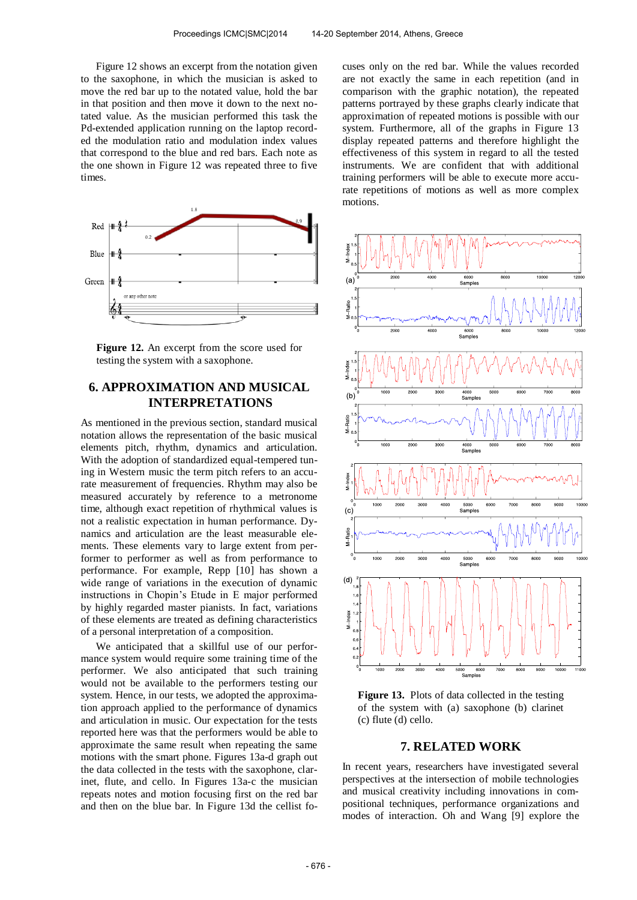Figure 12 shows an excerpt from the notation given to the saxophone, in which the musician is asked to move the red bar up to the notated value, hold the bar in that position and then move it down to the next notated value. As the musician performed this task the Pd-extended application running on the laptop recorded the modulation ratio and modulation index values that correspond to the blue and red bars. Each note as the one shown in Figure 12 was repeated three to five times.

**Figure 12.** An excerpt from the score used for testing the system with a saxophone.

## 6. APPROXIMATION AND MUSICAL INTERPRETATIONS

As mentioned in the previous section, standard musical notation allows the representation of the basic musical elements pitch, rhythm, dynamics and articulation. With the adoption of standardized equal-tempered tuning in Western music the term pitch refers to an accurate measurement of frequencies. Rhythm may also be measured accurately by reference to a metronome time, although exact repetition of rhythmical values is not a realistic expectation in human performance. Dynamics and articulation are the least measurable elements. These elements vary to large extent from performer to performer as well as from performance to performance. For example, Repp [10] has shown a wide range of variations in the execution of dynamic instructions in Chopin's Etude in E major performed by highly regarded master pianists. In fact, variations of these elements are treated as defining characteristics of a personal interpretation of a composition.

We anticipated that a skillful use of our performance system would require some training time of the performer. We also anticipated that such training would not be available to the performers testing our system. Hence, in our tests, we adopted the approximation approach applied to the performance of dynamics and articulation in music. Our expectation for the tests reported here was that the performers would be able to approximate the same result when repeating the same motions with the smart phone. Figures 13a-d graph out the data collected in the tests with the saxophone, clarinet, flute, and cello. In Figures 13a-c the musician repeats notes and motion focusing first on the red bar and then on the blue bar. In Figure 13d the cellist focuses only on the red bar. While the values recorded are not exactly the same in each repetition (and in comparison with the graphic notation), the repeated patterns portrayed by these graphs clearly indicate that approximation of repeated motions is possible with our system. Furthermore, all of the graphs in Figure 13 display repeated patterns and therefore highlight the effectiveness of this system in regard to all the tested instruments. We are confident that with additional training performers will be able to execute more accurate repetitions of motions as well as more complex motions.

**Figure 13.** Plots of data collected in the testing of the system with (a) saxophone (b) clarinet (c) flute (d) cello.

## 7. RELATED WORK

In recent years, researchers have investigated several perspectives at the intersection of mobile technologies and musical creativity including innovations in compositional techniques, performance organizations and modes of interaction. Oh and Wang [9] explore the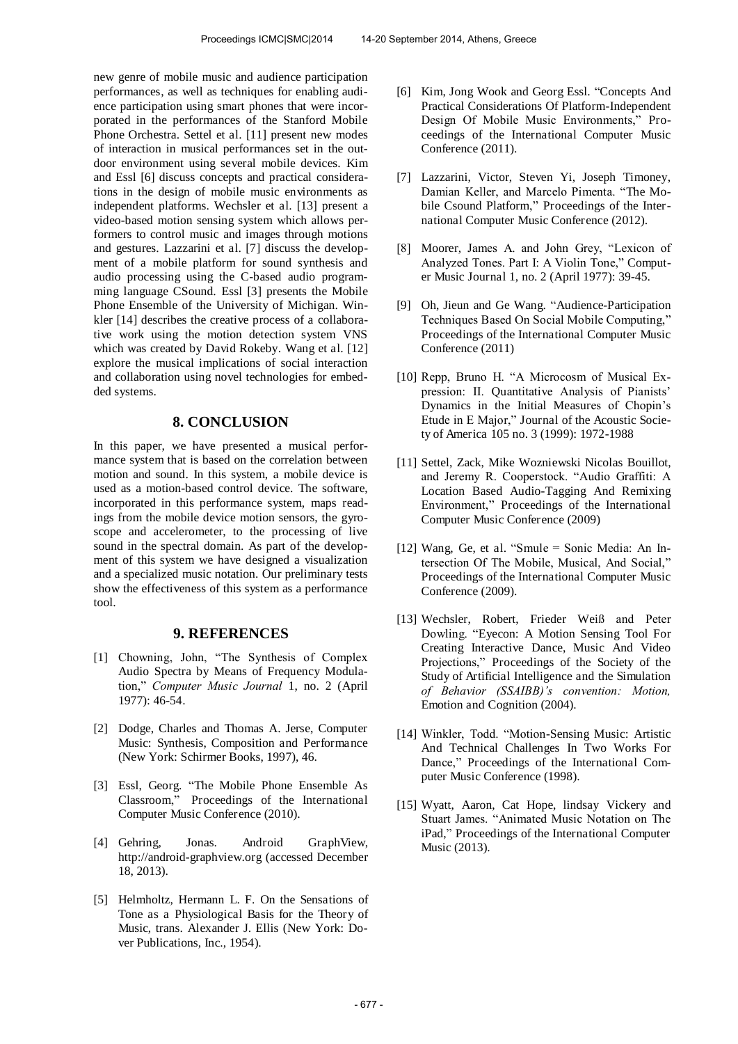new genre of mobile music and audience participation performances, as well as techniques for enabling audience participation using smart phones that were incorporated in the performances of the Stanford Mobile Phone Orchestra. Settel et al. [11] present new modes of interaction in musical performances set in the outdoor environment using several mobile devices. Kim and Essl [6] discuss concepts and practical considerations in the design of mobile music environments as independent platforms. Wechsler et al. [13] present a video-based motion sensing system which allows performers to control music and images through motions and gestures. Lazzarini et al. [7] discuss the development of a mobile platform for sound synthesis and audio processing using the C-based audio programming language CSound. Essl [3] presents the Mobile Phone Ensemble of the University of Michigan. Winkler [14] describes the creative process of a collaborative work using the motion detection system VNS which was created by David Rokeby. Wang et al. [12] explore the musical implications of social interaction and collaboration using novel technologies for embedded systems.

## 8. CONCLUSION

In this paper, we have presented a musical performance system that is based on the correlation between motion and sound. In this system, a mobile device is used as a motion-based control device. The software, incorporated in this performance system, maps readings from the mobile device motion sensors, the gyroscope and accelerometer, to the processing of live sound in the spectral domain. As part of the development of this system we have designed a visualization and a specialized music notation. Our preliminary tests show the effectiveness of this system as a performance tool.

## 9. REFERENCES

[1] Chowning, John, "The Synthesis of Complex Audio Spectra by Means of Frequency Modulation," *Computer Music Journal* 1, no. 2 (April 1977): 46-54.

[2] Dodge, Charles and Thomas A. Jerse, Computer Music: Synthesis, Composition and Performance (New York: Schirmer Books, 1997), 46.

[3] Essl, Georg. "The Mobile Phone Ensemble As Classroom," Proceedings of the International Computer Music Conference (2010).

[4] Gehring, Jonas. Android GraphView, http://android-graphview.org (accessed December 18, 2013).

[5] Helmholtz, Hermann L. F. On the Sensations of Tone as a Physiological Basis for the Theory of Music, trans. Alexander J. Ellis (New York: Dover Publications, Inc., 1954).

[6] Kim, Jong Wook and Georg Essl. "Concepts And Practical Considerations Of Platform-Independent Design Of Mobile Music Environments," Proceedings of the International Computer Music Conference (2011).

[7] Lazzarini, Victor, Steven Yi, Joseph Timoney, Damian Keller, and Marcelo Pimenta. "The Mobile Csound Platform," Proceedings of the International Computer Music Conference (2012).

[8] Moorer, James A. and John Grey, "Lexicon of Analyzed Tones. Part I: A Violin Tone," Computer Music Journal 1, no. 2 (April 1977): 39-45.

[9] Oh, Jieun and Ge Wang. "Audience-Participation Techniques Based On Social Mobile Computing," Proceedings of the International Computer Music Conference (2011)

[10] Repp, Bruno H. "A Microcosm of Musical Expression: II. Quantitative Analysis of Pianists' Dynamics in the Initial Measures of Chopin's Etude in E Major," Journal of the Acoustic Society of America 105 no. 3 (1999): 1972-1988

[11] Settel, Zack, Mike Wozniewski Nicolas Bouillot, and Jeremy R. Cooperstock. "Audio Graffiti: A Location Based Audio-Tagging And Remixing Environment," Proceedings of the International Computer Music Conference (2009)

[12] Wang, Ge, et al. "Smule = Sonic Media: An Intersection Of The Mobile, Musical, And Social," Proceedings of the International Computer Music Conference (2009).

[13] Wechsler, Robert, Frieder Weiß and Peter Dowling. "Eyecon: A Motion Sensing Tool For Creating Interactive Dance, Music And Video Projections," Proceedings of the Society of the Study of Artificial Intelligence and the Simulation *of Behavior (SSAIBB)'s convention: Motion,* Emotion and Cognition (2004).

[14] Winkler, Todd. "Motion-Sensing Music: Artistic And Technical Challenges In Two Works For Dance," Proceedings of the International Computer Music Conference (1998).

[15] Wyatt, Aaron, Cat Hope, lindsay Vickery and Stuart James. "Animated Music Notation on The iPad," Proceedings of the International Computer Music (2013).